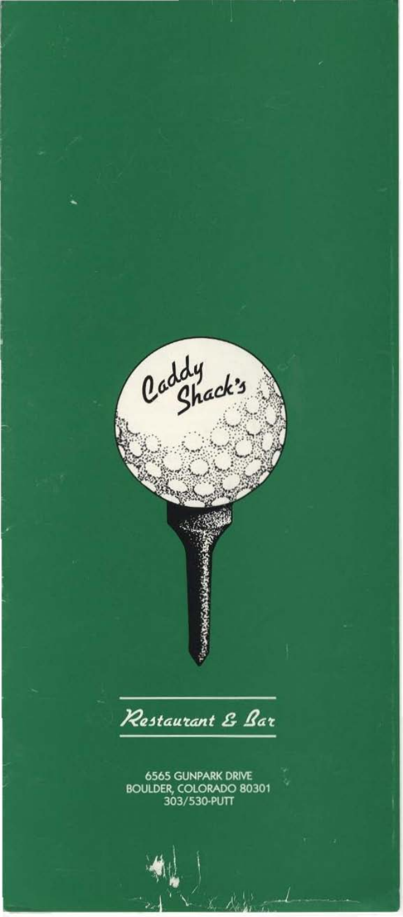Caddy Shack's

Restaurant & Bar

6565 GUNPARK DRIVE
BOULDER, COLORADO 80301
303/530-PUTT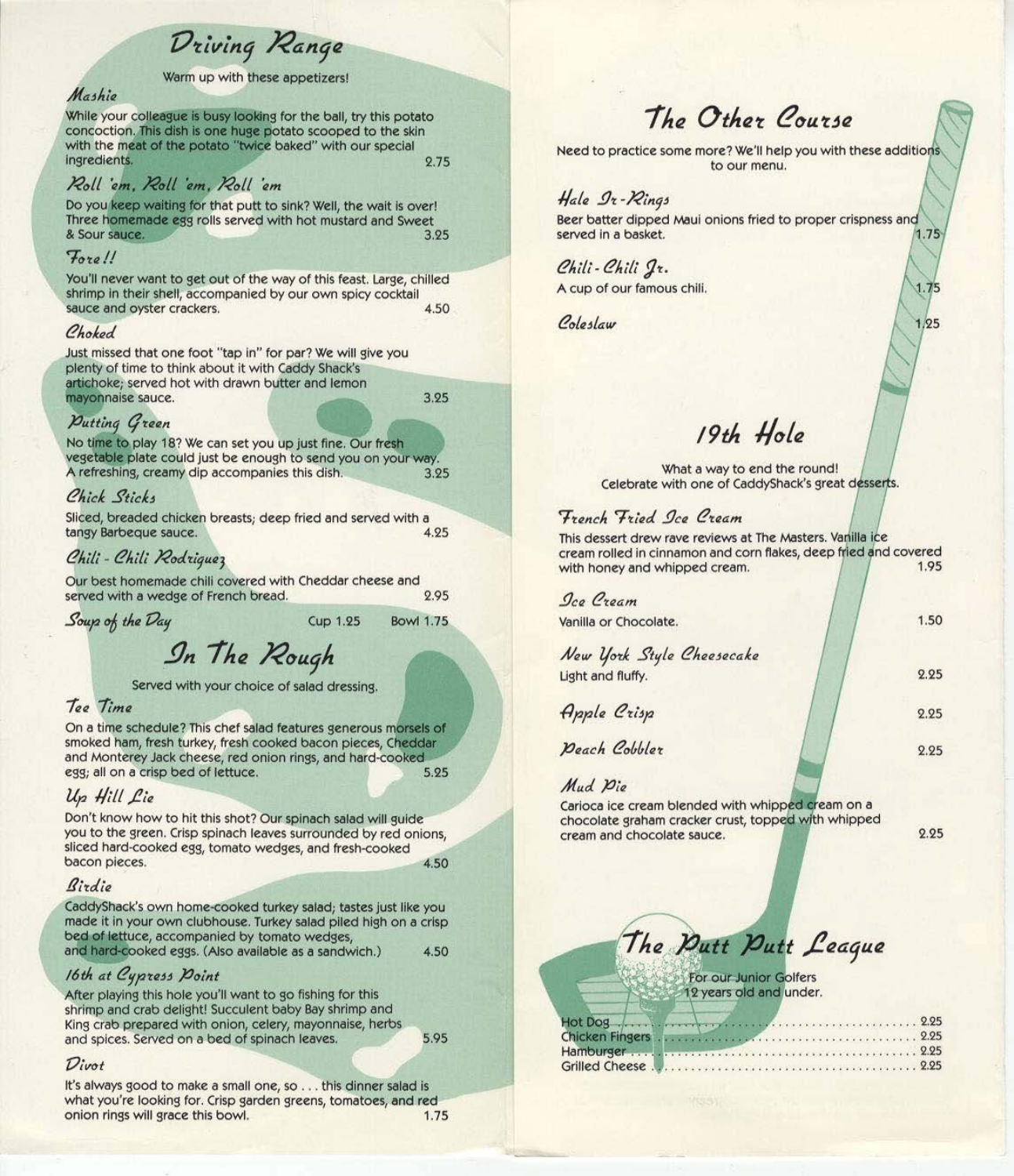## Driving Range

Warm up with these appetizers!

### Mashie

While your colleague is busy looking for the ball, try this potato concoction. This dish is one huge potato scooped to the skin with the meat of the potato "twice baked" with our special ingredients. 2.75

### Roll 'em, Roll 'em, Roll 'em

Do you keep waiting for that putt to sink? Well, the wait is over! Three homemade egg rolls served with hot mustard and Sweet & Sour sauce. 3.25

### Fore!!

You'll never want to get out of the way of this feast. Large, chilled shrimp in their shell, accompanied by our own spicy cocktail sauce and oyster crackers. 4.50

### Choked

Just missed that one foot "tap in" for par? We will give you plenty of time to think about it with Caddy Shack's artichoke; served hot with drawn butter and lemon mayonnaise sauce. 3.25

### Putting Green

No time to play 18? We can set you up just fine. Our fresh vegetable plate could just be enough to send you on your way. A refreshing, creamy dip accompanies this dish. 3.25

### Chick Sticks

Sliced, breaded chicken breasts; deep fried and served with a tangy Barbeque sauce. 4.25

### Chili - Chili Rodriguez

Our best homemade chili covered with Cheddar cheese and served with a wedge of French bread. 2.95

### Soup of the Day

Cup 1.25 Bowl 1.75

## In The Rough

Served with your choice of salad dressing.

### Tee Time

On a time schedule? This chef salad features generous morsels of smoked ham, fresh turkey, fresh cooked bacon pieces, Cheddar and Monterey Jack cheese, red onion rings, and hard-cooked egg; all on a crisp bed of lettuce. 5.25

### Up Hill Lie

Don't know how to hit this shot? Our spinach salad will guide you to the green. Crisp spinach leaves surrounded by red onions, sliced hard-cooked egg, tomato wedges, and fresh-cooked bacon pieces. 4.50

### Birdie

CaddyShack's own home-cooked turkey salad; tastes just like you made it in your own clubhouse. Turkey salad piled high on a crisp bed of lettuce, accompanied by tomato wedges, and hard-cooked eggs. (Also available as a sandwich.) 4.50

### 16th at Cypress Point

After playing this hole you'll want to go fishing for this shrimp and crab delight! Succulent baby Bay shrimp and King crab prepared with onion, celery, mayonnaise, herbs and spices. Served on a bed of spinach leaves. 5.95

### Divot

It's always good to make a small one, so . . . this dinner salad is what you're looking for. Crisp garden greens, tomatoes, and red onion rings will grace this bowl. 1.75

## The Other Course

Need to practice some more? We'll help you with these additions to our menu.

### Hale Ir-Rings

Beer batter dipped Maui onions fried to proper crispness and served in a basket. 1.75

### Chili-Chili Jr.

A cup of our famous chili. 1.75

### Coleslaw

1.25

## 19th Hole

What a way to end the round!
Celebrate with one of CaddyShack's great desserts.

### French Fried Ice Cream

This dessert drew rave reviews at The Masters. Vanilla ice cream rolled in cinnamon and corn flakes, deep fried and covered with honey and whipped cream. 1.95

### Ice Cream

Vanilla or Chocolate. 1.50

### New York Style Cheesecake

Light and fluffy. 2.25

### Apple Crisp

2.25

### Peach Cobbler

2.25

### Mud Pie

Carioca ice cream blended with whipped cream on a chocolate graham cracker crust, topped with whipped cream and chocolate sauce. 2.25

## The Putt Putt League

For our Junior Golfers
12 years old and under.

Hot Dog ........ 2.25
Chicken Fingers ........ 2.25
Hamburger ........ 2.25
Grilled Cheese ........ 2.25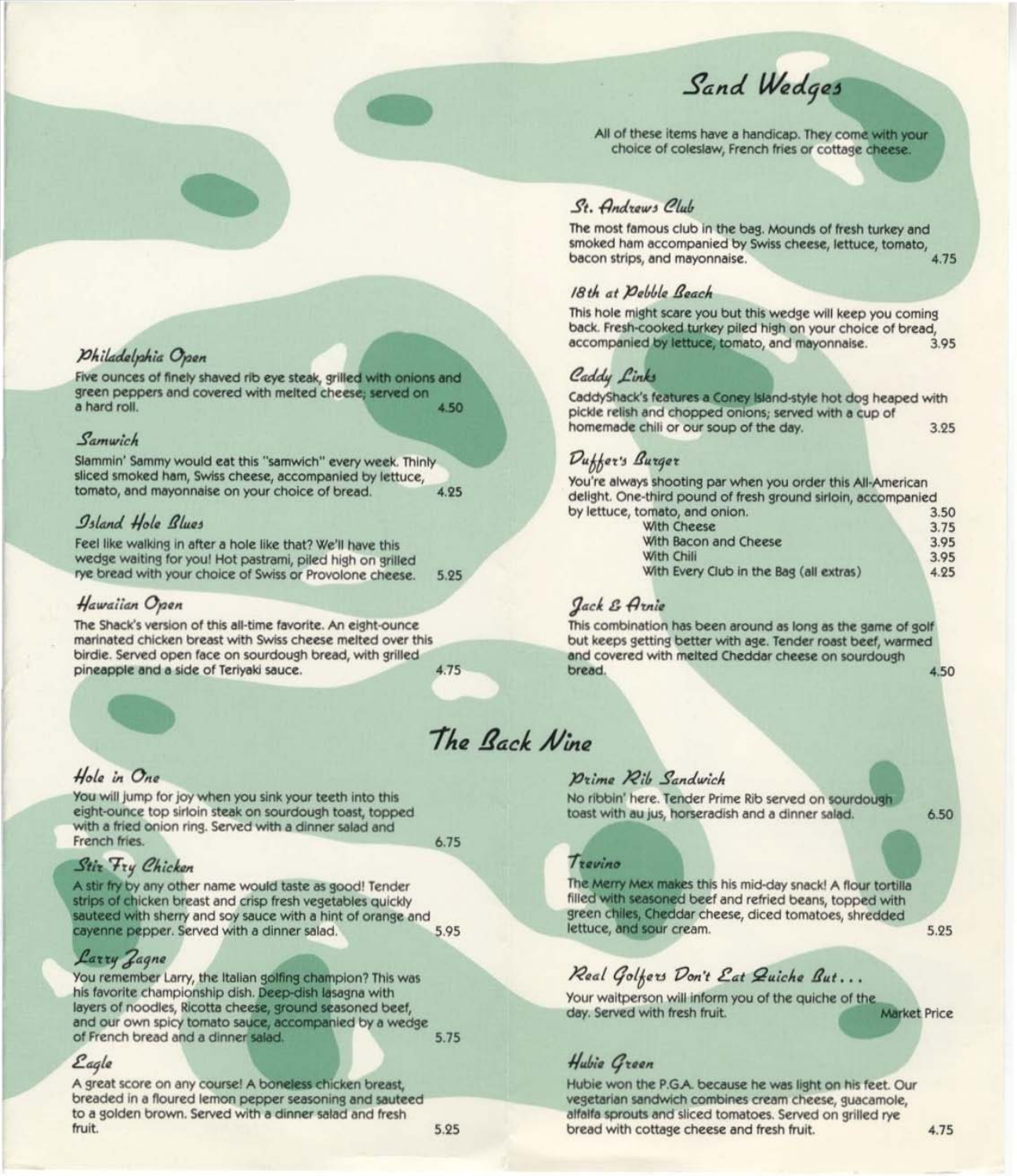## Sand Wedges

All of these items have a handicap. They come with your choice of coleslaw, French fries or cottage cheese.

### St. Andrews Club

The most famous club in the bag. Mounds of fresh turkey and smoked ham accompanied by Swiss cheese, lettuce, tomato, bacon strips, and mayonnaise. 4.75

### 18th at Pebble Beach

This hole might scare you but this wedge will keep you coming back. Fresh-cooked turkey piled high on your choice of bread, accompanied by lettuce, tomato, and mayonnaise. 3.95

### Caddy Links

CaddyShack's features a Coney Island-style hot dog heaped with pickle relish and chopped onions; served with a cup of homemade chili or our soup of the day. 3.25

### Duffer's Burger

You're always shooting par when you order this All-American delight. One-third pound of fresh ground sirloin, accompanied by lettuce, tomato, and onion. 3.50

| | |
|---|---|
| With Cheese | 3.75 |
| With Bacon and Cheese | 3.95 |
| With Chili | 3.95 |
| With Every Club in the Bag (all extras) | 4.25 |

### Jack & Arnie

This combination has been around as long as the game of golf but keeps getting better with age. Tender roast beef, warmed and covered with melted Cheddar cheese on sourdough bread. 4.50

### Philadelphia Open

Five ounces of finely shaved rib eye steak, grilled with onions and green peppers and covered with melted cheese; served on a hard roll. 4.50

### Samwich

Slammin' Sammy would eat this "samwich" every week. Thinly sliced smoked ham, Swiss cheese, accompanied by lettuce, tomato, and mayonnaise on your choice of bread. 4.25

### Island Hole Blues

Feel like walking in after a hole like that? We'll have this wedge waiting for you! Hot pastrami, piled high on grilled rye bread with your choice of Swiss or Provolone cheese. 5.25

### Hawaiian Open

The Shack's version of this all-time favorite. An eight-ounce marinated chicken breast with Swiss chese melted over this birdie. Served open face on sourdough bread, with grilled pineapple and a side of Teriyaki sauce. 4.75

## The Back Nine

### Hole in One

You will jump for joy when you sink your teeth into this eight-ounce top sirloin steak on sourdough toast, topped with a fried onion ring. Served with a dinner salad and French fries. 6.75

### Stir Fry Chicken

A stir fry by any other name would taste as good! Tender strips of chicken breast and crisp fresh vegetables quickly sauteed with sherry and soy sauce with a hint of orange and cayenne pepper. Served with a dinner salad. 5.95

### Larry Zagne

You remember Larry, the Italian golfing champion? This was his favorite championship dish. Deep-dish lasagna with layers of noodles, Ricotta cheese, ground seasoned beef, and our own spicy tomato sauce, accompanied by a wedge of French bread and a dinner salad. 5.75

### Eagle

A great score on any course! A boneless chicken breast, breaded in a floured lemon pepper seasoning and sauteed to a golden brown. Served with a dinner salad and fresh fruit. 5.25

### Prime Rib Sandwich

No ribbin' here. Tender Prime Rib served on sourdough toast with au jus, horseradish and a dinner salad. 6.50

### Trevino

The Merry Mex makes this his mid-day snack! A flour tortilla filled with seasoned beef and refried beans, topped with green chiles, Cheddar cheese, diced tomatoes, shredded lettuce, and sour cream. 5.25

### Real Golfers Don't Eat Quiche But...

Your waitperson will inform you of the quiche of the day. Served with fresh fruit. Market Price

### Hubie Green

Hubie won the P.G.A. because he was light on his feet. Our vegetarian sandwich combines cream cheese, guacamole, alfalfa sprouts and sliced tomatoes. Served on grilled rye bread with cottage cheese and fresh fruit. 4.75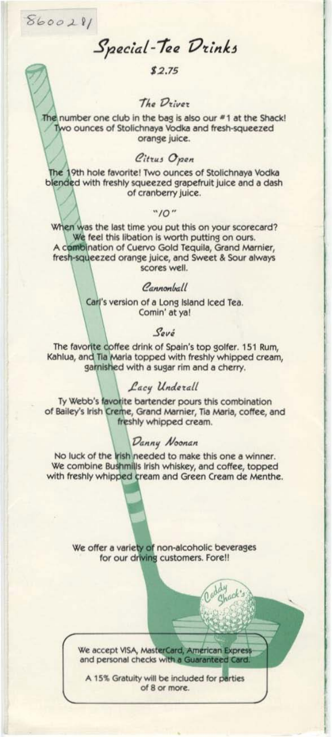8600281

# Special-Tee Drinks

$2.75

### The Driver

The number one club in the bag is also our #1 at the Shack! Two ounces of Stolichnaya Vodka and fresh-squeezed orange juice.

### Citrus Open

The 19th hole favorite! Two ounces of Stolichnaya Vodka blended with freshly squeezed grapefruit juice and a dash of cranberry juice.

### "10"

When was the last time you put this on your scorecard? We feel this libation is worth putting on ours. A combination of Cuervo Gold Tequila, Grand Marnier, fresh-squeezed orange juice, and Sweet & Sour always scores well.

### Cannonball

Carl's version of a Long Island Iced Tea. Comin' at ya!

### Sevé

The favorite coffee drink of Spain's top golfer. 151 Rum, Kahlua, and Tia Maria topped with freshly whipped cream, garnished with a sugar rim and a cherry.

### Lacy Underall

Ty Webb's favorite bartender pours this combination of Bailey's Irish Creme, Grand Marnier, Tia Maria, coffee, and freshly whipped cream.

### Danny Noonan

No luck of the Irish needed to make this one a winner. We combine Bushmills Irish whiskey, and coffee, topped with freshly whipped cream and Green Cream de Menthe.

We offer a variety of non-alcoholic beverages for our driving customers. Fore!!

Caddy Shack's

We accept VISA, MasterCard, American Express and personal checks with a Guaranteed Card.

A 15% Gratuity will be included for parties of 8 or more.